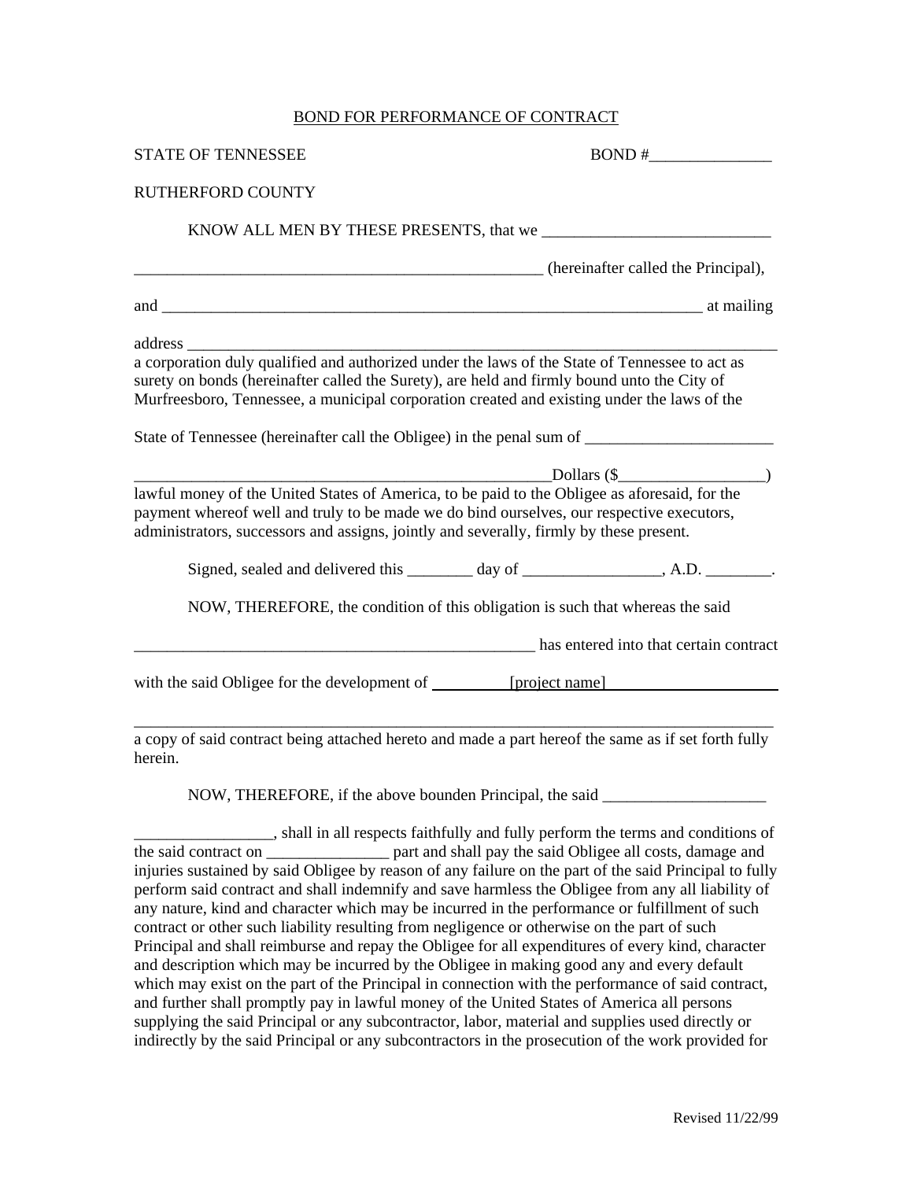BOND FOR PERFORMANCE OF CONTRACT

STATE OF TENNESSEE BOND #_______________

RUTHERFORD COUNTY

KNOW ALL MEN BY THESE PRESENTS, that we ____________________________

_____________________________________________________ (hereinafter called the Principal),

and ______________________________________________________________________ at mailing

address ______________________________________________________________________________

a corporation duly qualified and authorized under the laws of the State of Tennessee to act as surety on bonds (hereinafter called the Surety), are held and firmly bound unto the City of Murfreesboro, Tennessee, a municipal corporation created and existing under the laws of the

State of Tennessee (hereinafter call the Obligee) in the penal sum of ________________________

______________________________________________________Dollars ($__________________)

lawful money of the United States of America, to be paid to the Obligee as aforesaid, for the payment whereof well and truly to be made we do bind ourselves, our respective executors, administrators, successors and assigns, jointly and severally, firmly by these present.

Signed, sealed and delivered this ________ day of _________________, A.D. ________.

NOW, THEREFORE, the condition of this obligation is such that whereas the said

____________________________________________________ has entered into that certain contract

with the said Obligee for the development of [project name]

________________________________________________________________________________

a copy of said contract being attached hereto and made a part hereof the same as if set forth fully herein.

NOW, THEREFORE, if the above bounden Principal, the said ____________________

_________________, shall in all respects faithfully and fully perform the terms and conditions of the said contract on _______________ part and shall pay the said Obligee all costs, damage and injuries sustained by said Obligee by reason of any failure on the part of the said Principal to fully perform said contract and shall indemnify and save harmless the Obligee from any all liability of any nature, kind and character which may be incurred in the performance or fulfillment of such contract or other such liability resulting from negligence or otherwise on the part of such Principal and shall reimburse and repay the Obligee for all expenditures of every kind, character and description which may be incurred by the Obligee in making good any and every default which may exist on the part of the Principal in connection with the performance of said contract, and further shall promptly pay in lawful money of the United States of America all persons supplying the said Principal or any subcontractor, labor, material and supplies used directly or indirectly by the said Principal or any subcontractors in the prosecution of the work provided for

Revised 11/22/99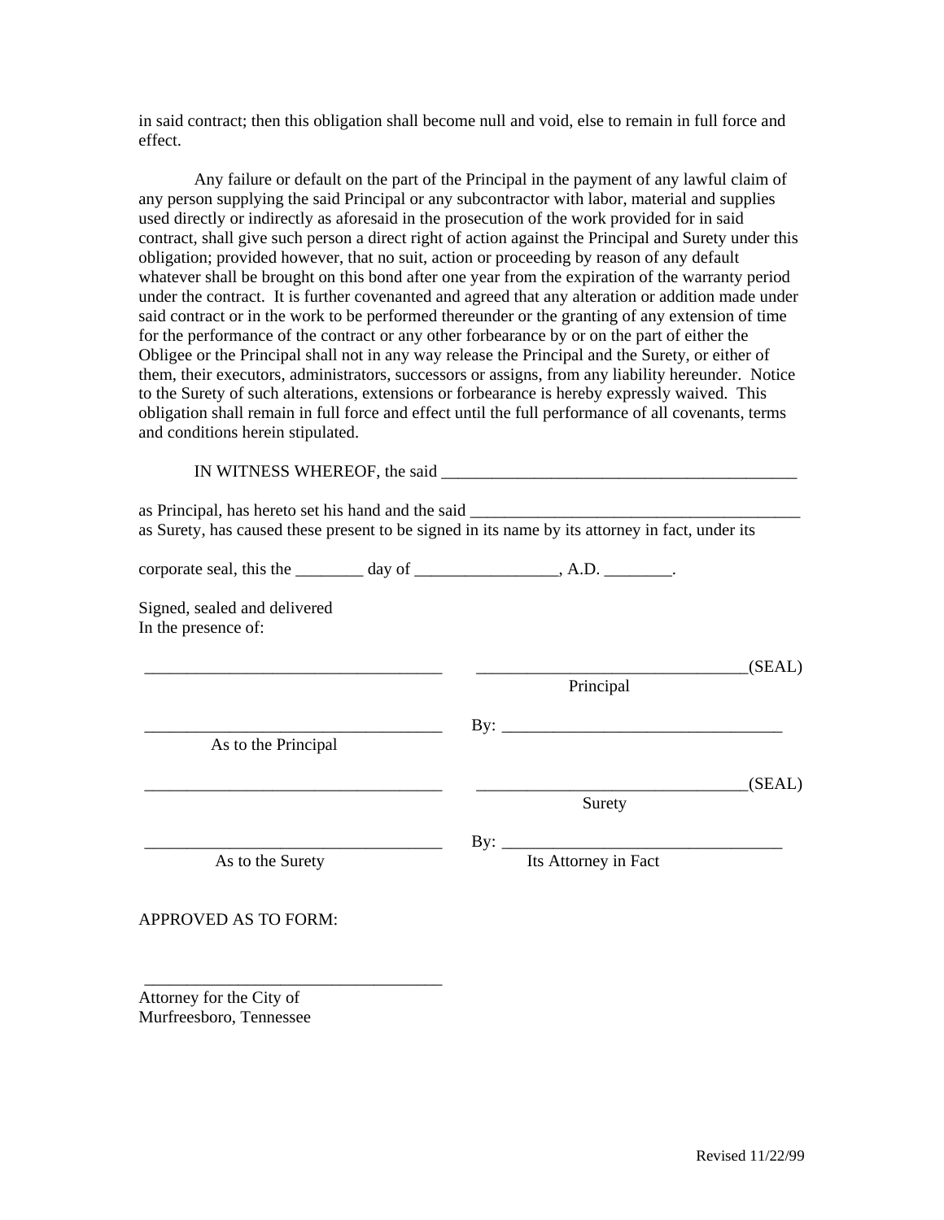in said contract; then this obligation shall become null and void, else to remain in full force and effect.

Any failure or default on the part of the Principal in the payment of any lawful claim of any person supplying the said Principal or any subcontractor with labor, material and supplies used directly or indirectly as aforesaid in the prosecution of the work provided for in said contract, shall give such person a direct right of action against the Principal and Surety under this obligation; provided however, that no suit, action or proceeding by reason of any default whatever shall be brought on this bond after one year from the expiration of the warranty period under the contract. It is further covenanted and agreed that any alteration or addition made under said contract or in the work to be performed thereunder or the granting of any extension of time for the performance of the contract or any other forbearance by or on the part of either the Obligee or the Principal shall not in any way release the Principal and the Surety, or either of them, their executors, administrators, successors or assigns, from any liability hereunder. Notice to the Surety of such alterations, extensions or forbearance is hereby expressly waived. This obligation shall remain in full force and effect until the full performance of all covenants, terms and conditions herein stipulated.

IN WITNESS WHEREOF, the said ___________________________________________

as Principal, has hereto set his hand and the said ________________________________________
as Surety, has caused these present to be signed in its name by its attorney in fact, under its

corporate seal, this the ________ day of _________________, A.D. ________.

Signed, sealed and delivered
In the presence of:

____________________________________ ________________________________(SEAL)
Principal

____________________________________ By: __________________________________
As to the Principal

____________________________________ ________________________________(SEAL)
Surety

____________________________________ By: __________________________________
As to the Surety Its Attorney in Fact

APPROVED AS TO FORM:

____________________________________
Attorney for the City of
Murfreesboro, Tennessee

Revised 11/22/99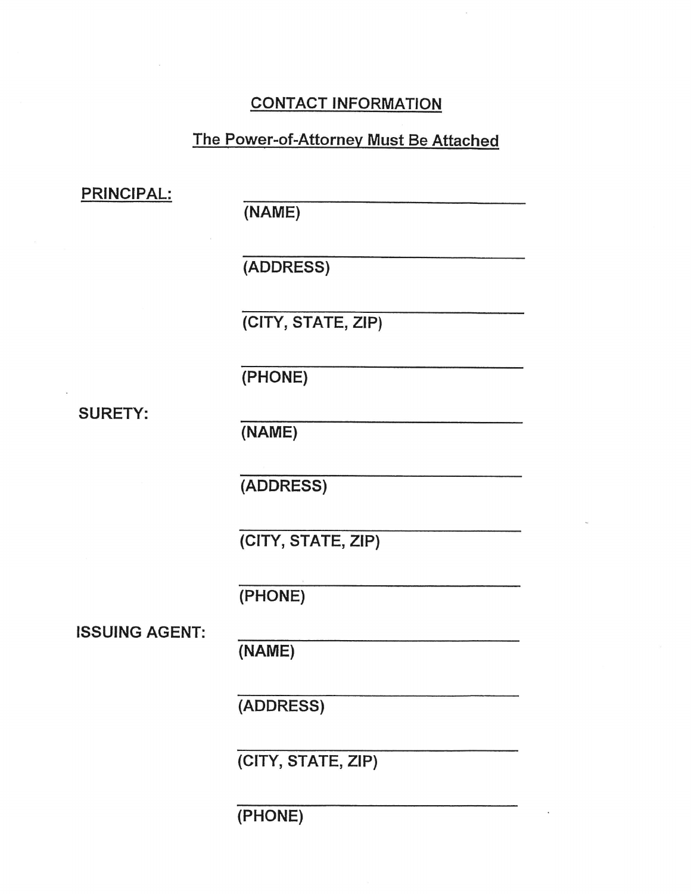## CONTACT INFORMATION

**The Power-of-Attorney Must Be Attached**

**PRINCIPAL:**

\_\_\_\_\_\_\_\_\_\_\_\_\_\_\_\_\_\_\_\_\_\_\_\_\_\_\_\_\_\_
**(NAME)**

\_\_\_\_\_\_\_\_\_\_\_\_\_\_\_\_\_\_\_\_\_\_\_\_\_\_\_\_\_\_
**(ADDRESS)**

\_\_\_\_\_\_\_\_\_\_\_\_\_\_\_\_\_\_\_\_\_\_\_\_\_\_\_\_\_\_
**(CITY, STATE, ZIP)**

\_\_\_\_\_\_\_\_\_\_\_\_\_\_\_\_\_\_\_\_\_\_\_\_\_\_\_\_\_\_
**(PHONE)**

**SURETY:**

\_\_\_\_\_\_\_\_\_\_\_\_\_\_\_\_\_\_\_\_\_\_\_\_\_\_\_\_\_\_
**(NAME)**

\_\_\_\_\_\_\_\_\_\_\_\_\_\_\_\_\_\_\_\_\_\_\_\_\_\_\_\_\_\_
**(ADDRESS)**

\_\_\_\_\_\_\_\_\_\_\_\_\_\_\_\_\_\_\_\_\_\_\_\_\_\_\_\_\_\_
**(CITY, STATE, ZIP)**

\_\_\_\_\_\_\_\_\_\_\_\_\_\_\_\_\_\_\_\_\_\_\_\_\_\_\_\_\_\_
**(PHONE)**

**ISSUING AGENT:**

\_\_\_\_\_\_\_\_\_\_\_\_\_\_\_\_\_\_\_\_\_\_\_\_\_\_\_\_\_\_
**(NAME)**

\_\_\_\_\_\_\_\_\_\_\_\_\_\_\_\_\_\_\_\_\_\_\_\_\_\_\_\_\_\_
**(ADDRESS)**

\_\_\_\_\_\_\_\_\_\_\_\_\_\_\_\_\_\_\_\_\_\_\_\_\_\_\_\_\_\_
**(CITY, STATE, ZIP)**

\_\_\_\_\_\_\_\_\_\_\_\_\_\_\_\_\_\_\_\_\_\_\_\_\_\_\_\_\_\_
**(PHONE)**